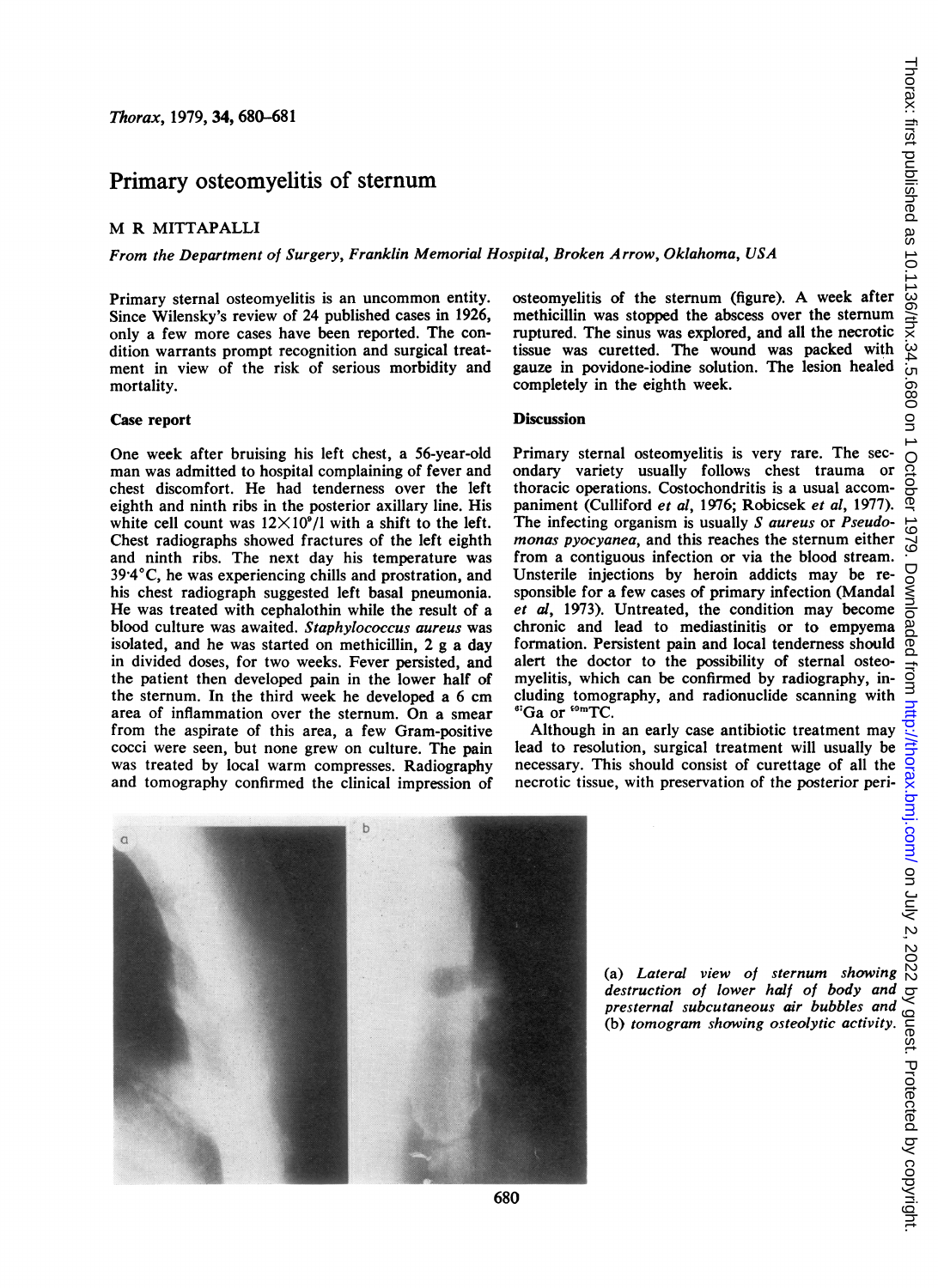# Primary osteomyelitis of sternum

M R MITTAPALLI

*From the Department of Surgery, Franklin Memorial Hospital, Broken Arrow, Oklahoma, USA*

Primary sternal osteomyelitis is an uncommon entity. Since Wilensky's review of 24 published cases in 1926, only a few more cases have been reported. The condition warrants prompt recognition and surgical treatment in view of the risk of serious morbidity and mortality.

## Case report

One week after bruising his left chest, a 56-year-old man was admitted to hospital complaining of fever and chest discomfort. He had tenderness over the left eighth and ninth ribs in the posterior axillary line. His white cell count was $12 \times 10^9$/l with a shift to the left. Chest radiographs showed fractures of the left eighth and ninth ribs. The next day his temperature was 39·4°C, he was experiencing chills and prostration, and his chest radiograph suggested left basal pneumonia. He was treated with cephalothin while the result of a blood culture was awaited. *Staphylococcus aureus* was isolated, and he was started on methicillin, 2 g a day in divided doses, for two weeks. Fever persisted, and the patient then developed pain in the lower half of the sternum. In the third week he developed a 6 cm area of inflammation over the sternum. On a smear from the aspirate of this area, a few Gram-positive cocci were seen, but none grew on culture. The pain was treated by local warm compresses. Radiography and tomography confirmed the clinical impression of osteomyelitis of the sternum (figure). A week after methicillin was stopped the abscess over the sternum ruptured. The sinus was explored, and all the necrotic tissue was curetted. The wound was packed with gauze in povidone-iodine solution. The lesion healed completely in the eighth week.

## Discussion

Primary sternal osteomyelitis is very rare. The secondary variety usually follows chest trauma or thoracic operations. Costochondritis is a usual accompaniment (Culliford *et al*, 1976; Robicsek *et al*, 1977). The infecting organism is usually *S aureus* or *Pseudomonas pyocyanea*, and this reaches the sternum either from a contiguous infection or via the blood stream. Unsterile injections by heroin addicts may be responsible for a few cases of primary infection (Mandal *et al*, 1973). Untreated, the condition may become chronic and lead to mediastinitis or to empyema formation. Persistent pain and local tenderness should alert the doctor to the possibility of sternal osteomyelitis, which can be confirmed by radiography, including tomography, and radionuclide scanning with $^{67}$Ga or $^{60m}$TC.

Although in an early case antibiotic treatment may lead to resolution, surgical treatment will usually be necessary. This should consist of curettage of all the necrotic tissue, with preservation of the posterior peri-

(a) *Lateral view of sternum showing destruction of lower half of body and presternal subcutaneous air bubbles and* (b) *tomogram showing osteolytic activity.*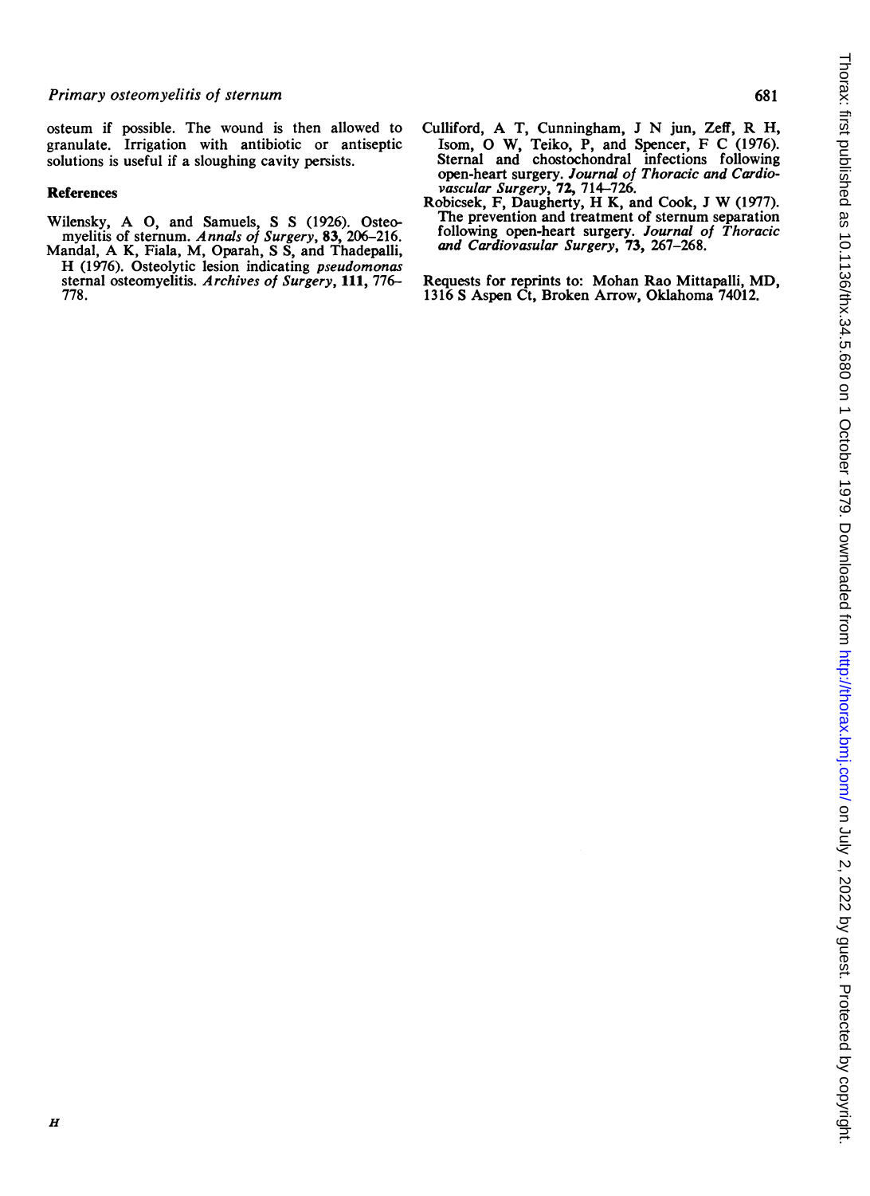osteum if possible. The wound is then allowed to granulate. Irrigation with antibiotic or antiseptic solutions is useful if a sloughing cavity persists.

## References

Wilensky, A O, and Samuels, S S (1926). Osteomyelitis of sternum. *Annals of Surgery*, **83**, 206–216.

Mandal, A K, Fiala, M, Oparah, S S, and Thadepalli, H (1976). Osteolytic lesion indicating *pseudomonas* sternal osteomyelitis. *Archives of Surgery*, **111**, 776–778.

Culliford, A T, Cunningham, J N jun, Zeff, R H, Isom, O W, Teiko, P, and Spencer, F C (1976). Sternal and chostochondral infections following open-heart surgery. *Journal of Thoracic and Cardiovascular Surgery*, **72**, 714–726.

Robicsek, F, Daugherty, H K, and Cook, J W (1977). The prevention and treatment of sternum separation following open-heart surgery. *Journal of Thoracic and Cardiovasular Surgery*, **73**, 267–268.

Requests for reprints to: Mohan Rao Mittapalli, MD, 1316 S Aspen Ct, Broken Arrow, Oklahoma 74012.